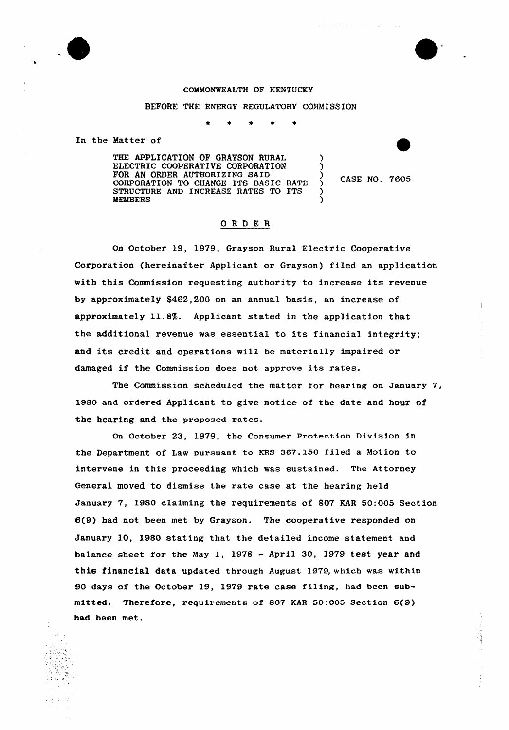COMMONWEALTH OF KENTUCKY

BEFORE THE ENERGY REGULATORY COMMISSION

\* \* \* \* \*

In the Matter of

THE APPLICATION OF GRAYSON RURAL ELECTRIC COOPERATIVE CORPORATION FOR AN ORDER AUTHORIZING SAID CORPORATION TO CHANGE ITS BASIC RATE STRUCTURE AND INCREASE RATES TO ITS MEMBERS ) CASE NO. 7605

## O R D E R

On October 19, 1979, Grayson Rural Electric Cooperative Corporation (hereinafter Applicant or Grayson) filed an application with this Commission requesting authority to increase its revenue by approximately $462,200 on an annual basis, an increase of approximately 11.8%. Applicant stated in the application that the additional revenue was essential to its financial integrity; and its credit and operations will be materially impaired or damaged if the Commission does not approve its rates.

The Commission scheduled the matter for hearing on January 7, 1980 and ordered Applicant to give notice of the date and hour of the hearing and the proposed rates.

On October 23, 1979, the Consumer Protection Division in the Department of Law pursuant to KRS 367.150 filed a Motion to intervene in this proceeding which was sustained. The Attorney General moved to dismiss the rate case at the hearing held January 7, 1980 claiming the requirements of 807 KAR 50:005 Section 6(9) had not been met by Grayson. The cooperative responded on January 10, 1980 stating that the detailed income statement and balance sheet for the May 1, 1978 - April 30, 1979 test year and this financial data updated through August 1979, which was within 90 days of the October 19, 1979 rate case filing, had been submitted. Therefore, requirements of 807 KAR 50:005 Section 6(9) had been met.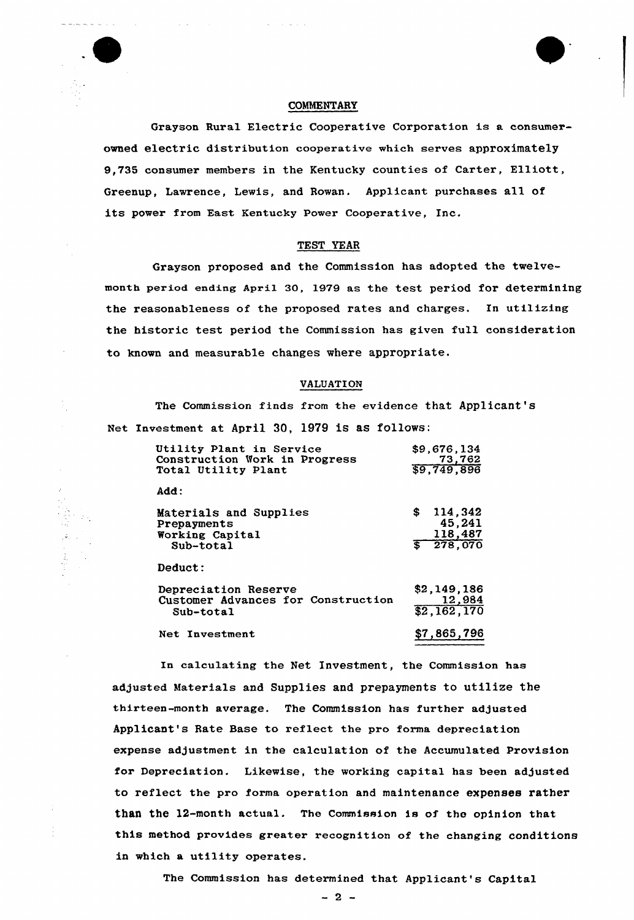## COMMENTARY

Grayson Rural Electric Cooperative Corporation is a consumer-owned electric distribution cooperative which serves approximately 9,735 consumer members in the Kentucky counties of Carter, Elliott, Greenup, Lawrence, Lewis, and Rowan. Applicant purchases all of its power from East Kentucky Power Cooperative, Inc.

## TEST YEAR

Grayson proposed and the Commission has adopted the twelve-month period ending April 30, 1979 as the test period for determining the reasonableness of the proposed rates and charges. In utilizing the historic test period the Commission has given full consideration to known and measurable changes where appropriate.

## VALUATION

The Commission finds from the evidence that Applicant's Net Investment at April 30, 1979 is as follows:

| | |
|---|---|
| Utility Plant in Service | $9,676,134 |
| Construction Work in Progress | 73,762 |
| Total Utility Plant | $9,749,896 |
| **Add:** | |
| Materials and Supplies | $ 114,342 |
| Prepayments | 45,241 |
| Working Capital | 118,487 |
| Sub-total | $ 278,070 |
| **Deduct:** | |
| Depreciation Reserve | $2,149,186 |
| Customer Advances for Construction | 12,984 |
| Sub-total | $2,162,170 |
| Net Investment | $7,865,796 |

In calculating the Net Investment, the Commission has adjusted Materials and Supplies and prepayments to utilize the thirteen-month average. The Commission has further adjusted Applicant's Rate Base to reflect the pro forma depreciation expense adjustment in the calculation of the Accumulated Provision for Depreciation. Likewise, the working capital has been adjusted to reflect the pro forma operation and maintenance expenses rather than the 12-month actual. The Commission is of the opinion that this method provides greater recognition of the changing conditions in which a utility operates.

The Commission has determined that Applicant's Capital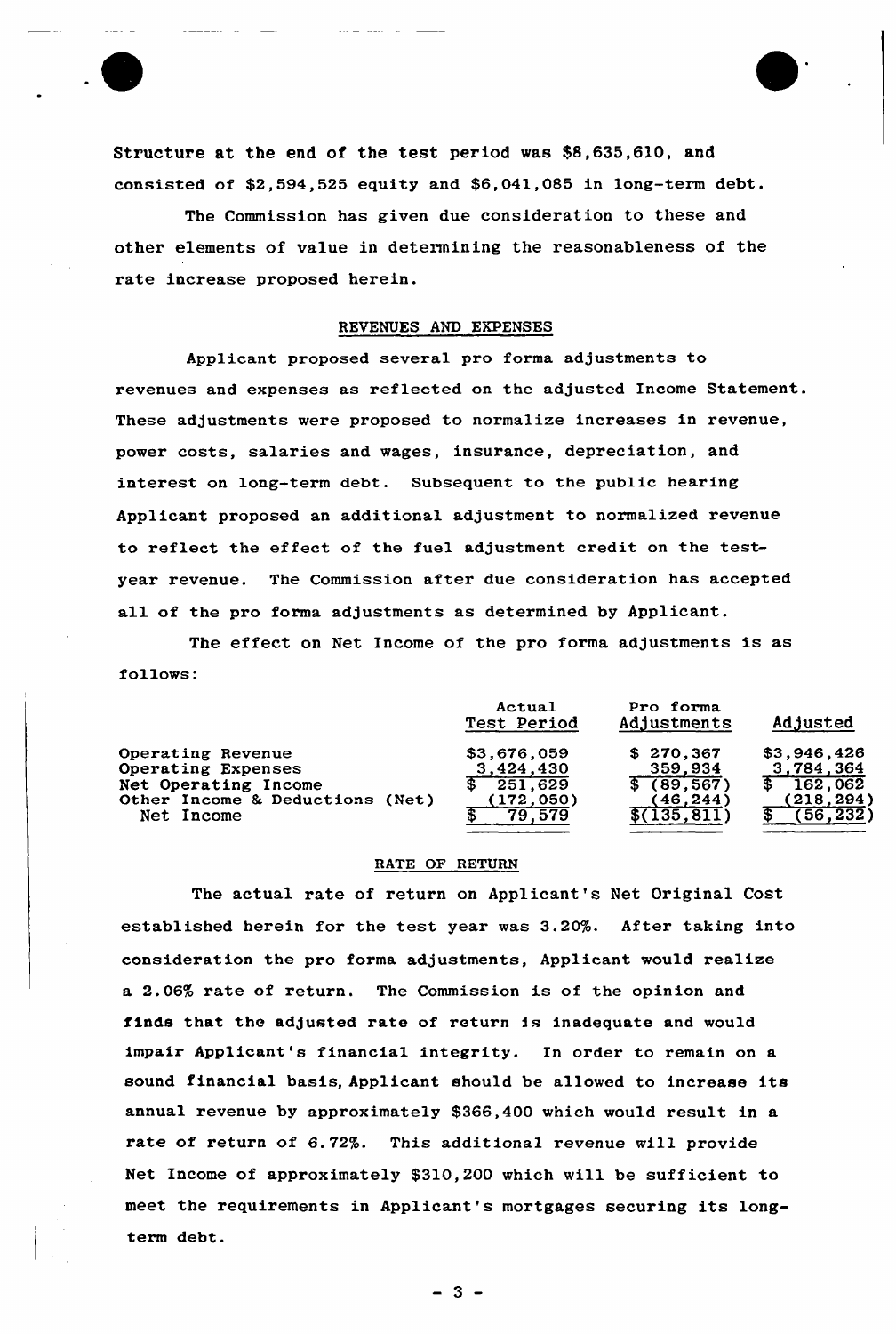Structure at the end of the test period was $8,635,610, and consisted of $2,594,525 equity and $6,041,085 in long-term debt.

The Commission has given due consideration to these and other elements of value in determining the reasonableness of the rate increase proposed herein.

## REVENUES AND EXPENSES

Applicant proposed several pro forma adjustments to revenues and expenses as reflected on the adjusted Income Statement. These adjustments were proposed to normalize increases in revenue, power costs, salaries and wages, insurance, depreciation, and interest on long-term debt. Subsequent to the public hearing Applicant proposed an additional adjustment to normalized revenue to reflect the effect of the fuel adjustment credit on the test-year revenue. The Commission after due consideration has accepted all of the pro forma adjustments as determined by Applicant.

The effect on Net Income of the pro forma adjustments is as follows:

| | Actual Test Period | Pro forma Adjustments | Adjusted |
|---|---|---|---|
| Operating Revenue | $3,676,059 | $ 270,367 | $3,946,426 |
| Operating Expenses | 3,424,430 | 359,934 | 3,784,364 |
| Net Operating Income | $ 251,629 | $ (89,567) | $ 162,062 |
| Other Income & Deductions (Net) | (172,050) | (46,244) | (218,294) |
| Net Income | $ 79,579 | $(135,811) | $ (56,232) |

## RATE OF RETURN

The actual rate of return on Applicant's Net Original Cost established herein for the test year was 3.20%. After taking into consideration the pro forma adjustments, Applicant would realize a 2.06% rate of return. The Commission is of the opinion and finds that the adjusted rate of return is inadequate and would impair Applicant's financial integrity. In order to remain on a sound financial basis, Applicant should be allowed to increase its annual revenue by approximately $366,400 which would result in a rate of return of 6.72%. This additional revenue will provide Net Income of approximately $310,200 which will be sufficient to meet the requirements in Applicant's mortgages securing its long-term debt.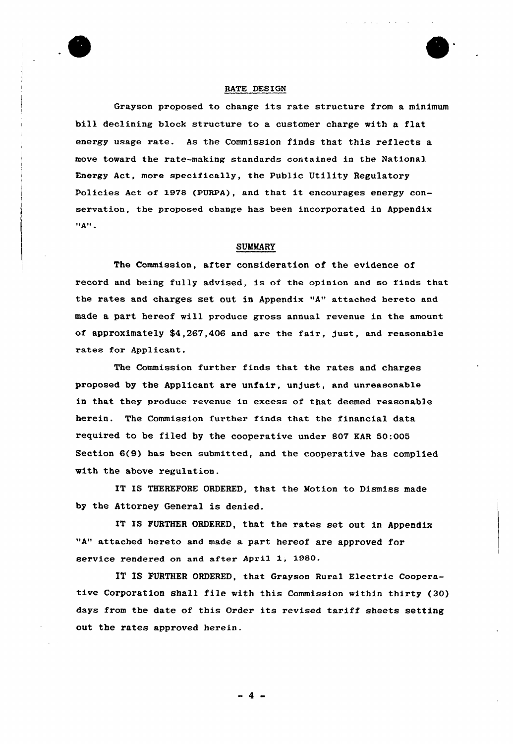## RATE DESIGN

Grayson proposed to change its rate structure from a minimum bill declining block structure to a customer charge with a flat energy usage rate. As the Commission finds that this reflects a move toward the rate-making standards contained in the National Energy Act, more specifically, the Public Utility Regulatory Policies Act of 1978 (PURPA), and that it encourages energy conservation, the proposed change has been incorporated in Appendix "A".

## SUMMARY

The Commission, after consideration of the evidence of record and being fully advised, is of the opinion and so finds that the rates and charges set out in Appendix "A" attached hereto and made a part hereof will produce gross annual revenue in the amount of approximately $4,267,406 and are the fair, just, and reasonable rates for Applicant.

The Commission further finds that the rates and charges proposed by the Applicant are unfair, unjust, and unreasonable in that they produce revenue in excess of that deemed reasonable herein. The Commission further finds that the financial data required to be filed by the cooperative under 807 KAR 50:005 Section 6(9) has been submitted, and the cooperative has complied with the above regulation.

IT IS THEREFORE ORDERED, that the Motion to Dismiss made by the Attorney General is denied.

IT IS FURTHER ORDERED, that the rates set out in Appendix "A" attached hereto and made a part hereof are approved for service rendered on and after April 1, 1980.

IT IS FURTHER ORDERED, that Grayson Rural Electric Cooperative Corporation shall file with this Commission within thirty (30) days from the date of this Order its revised tariff sheets setting out the rates approved herein.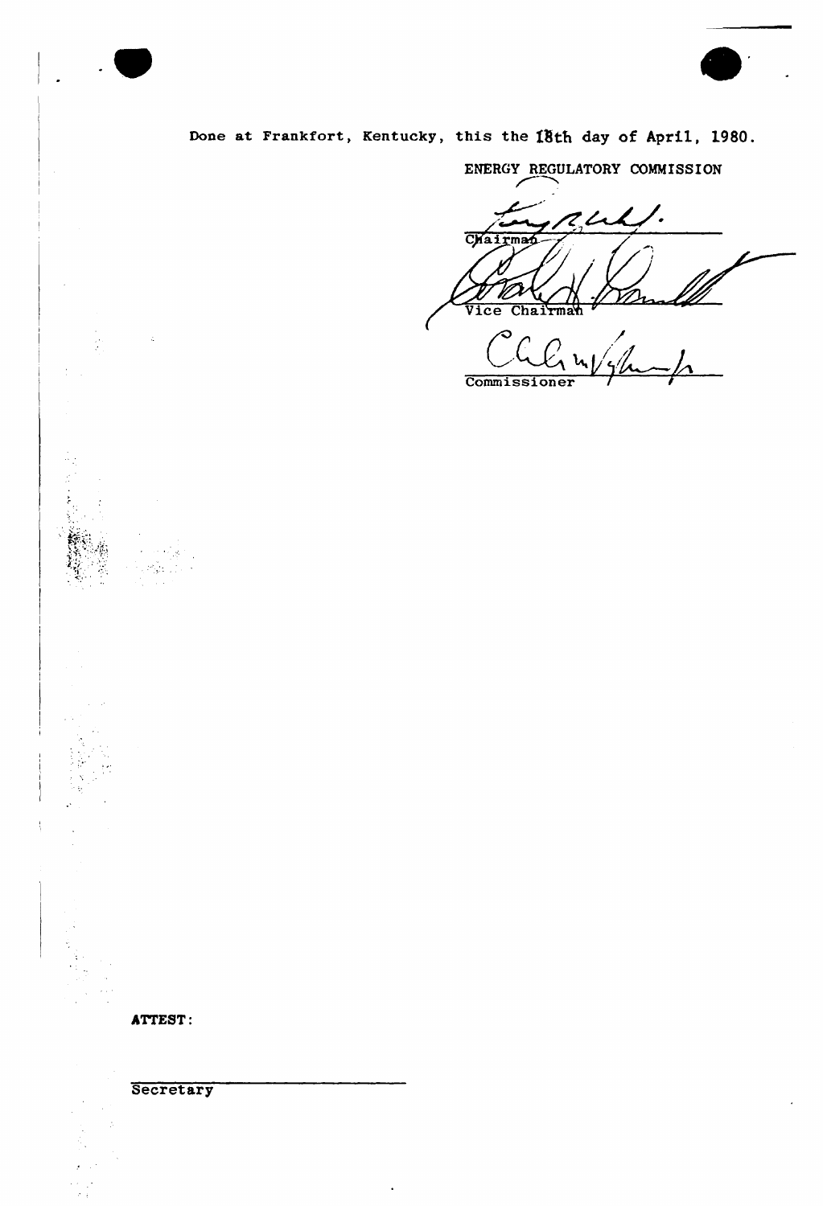Done at Frankfort, Kentucky, this the 18th day of April, 1980.

ENERGY REGULATORY COMMISSION

Chairman

Vice Chairman

Commissioner

**ATTEST:**

Secretary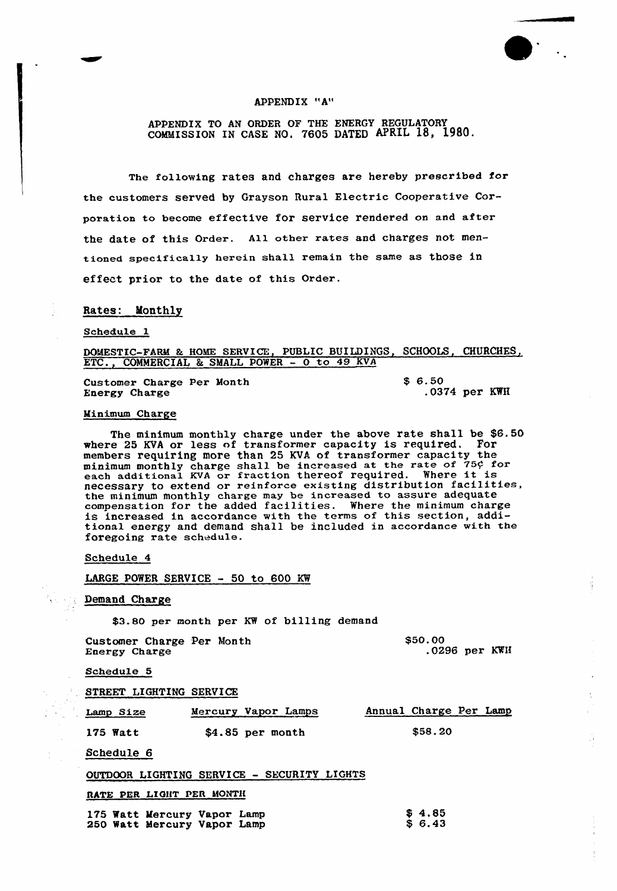APPENDIX "A"

APPENDIX TO AN ORDER OF THE ENERGY REGULATORY COMMISSION IN CASE NO. 7605 DATED APRIL 18, 1980.

The following rates and charges are hereby prescribed for the customers served by Grayson Rural Electric Cooperative Corporation to become effective for service rendered on and after the date of this Order. All other rates and charges not mentioned specifically herein shall remain the same as those in effect prior to the date of this Order.

## Rates: Monthly

### Schedule 1

DOMESTIC-FARM & HOME SERVICE, PUBLIC BUILDINGS, SCHOOLS, CHURCHES, ETC., COMMERCIAL & SMALL POWER - 0 to 49 KVA

| | |
|---|---|
| Customer Charge Per Month | $ 6.50 |
| Energy Charge | .0374 per KWH |

### Minimum Charge

The minimum monthly charge under the above rate shall be $6.50 where 25 KVA or less of transformer capacity is required. For members requiring more than 25 KVA of transformer capacity the minimum monthly charge shall be increased at the rate of 75¢ for each additional KVA or fraction thereof required. Where it is necessary to extend or reinforce existing distribution facilities, the minimum monthly charge may be increased to assure adequate compensation for the added facilities. Where the minimum charge is increased in accordance with the terms of this section, additional energy and demand shall be included in accordance with the foregoing rate schedule.

### Schedule 4

LARGE POWER SERVICE - 50 to 600 KW

Demand Charge

$3.80 per month per KW of billing demand

| | |
|---|---|
| Customer Charge Per Month | $50.00 |
| Energy Charge | .0296 per KWH |

### Schedule 5

STREET LIGHTING SERVICE

| Lamp Size | Mercury Vapor Lamps | Annual Charge Per Lamp |
|---|---|---|
| 175 Watt | $4.85 per month | $58.20 |

### Schedule 6

OUTDOOR LIGHTING SERVICE - SECURITY LIGHTS

RATE PER LIGHT PER MONTH

| | |
|---|---|
| 175 Watt Mercury Vapor Lamp | $ 4.85 |
| 250 Watt Mercury Vapor Lamp | $ 6.43 |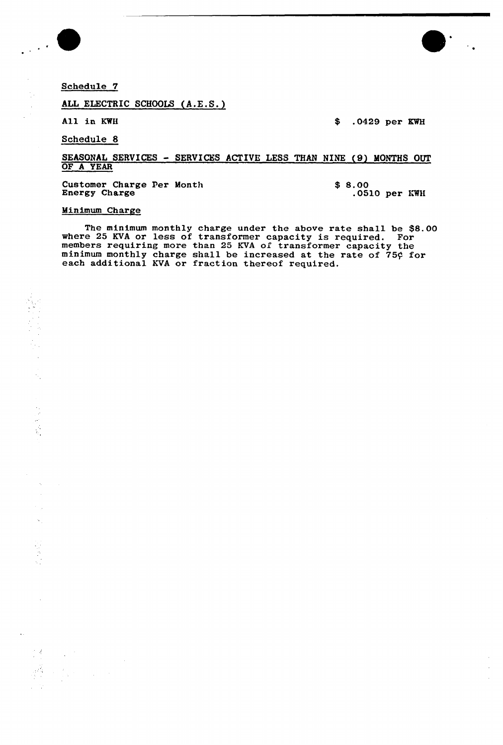Schedule 7

ALL ELECTRIC SCHOOLS (A.E.S.)

All in KWH $ .0429 per KWH

Schedule 8

SEASONAL SERVICES - SERVICES ACTIVE LESS THAN NINE (9) MONTHS OUT OF A YEAR

| | |
|---|---|
| Customer Charge Per Month | $ 8.00 |
| Energy Charge | .0510 per KWH |

Minimum Charge

The minimum monthly charge under the above rate shall be $8.00 where 25 KVA or less of transformer capacity is required. For members requiring more than 25 KVA of transformer capacity the minimum monthly charge shall be increased at the rate of 75¢ for each additional KVA or fraction thereof required.